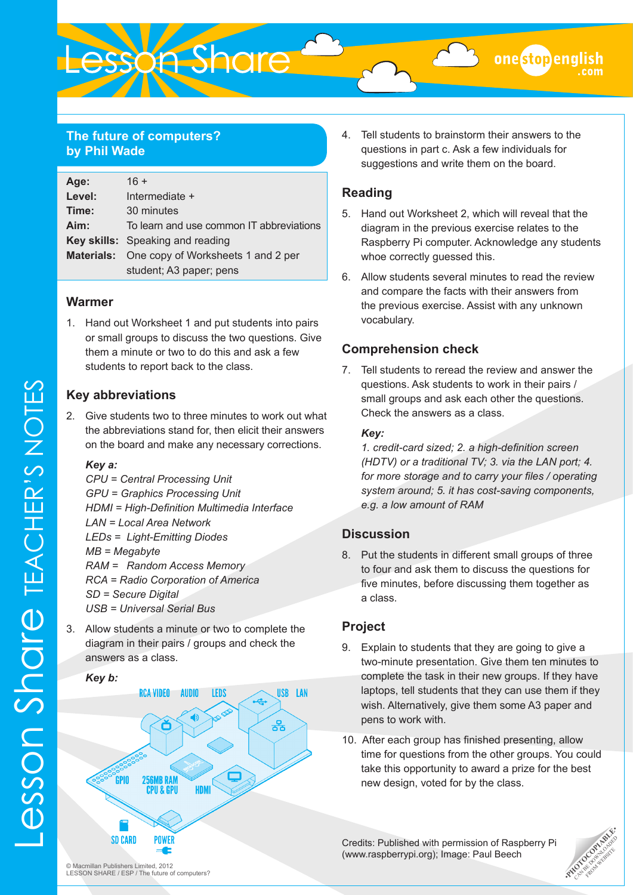# The future of computers?
by Phil Wade

| | |
|---|---|
| **Age:** | 16 + |
| **Level:** | Intermediate + |
| **Time:** | 30 minutes |
| **Aim:** | To learn and use common IT abbreviations |
| **Key skills:** | Speaking and reading |
| **Materials:** | One copy of Worksheets 1 and 2 per student; A3 paper; pens |

## Warmer

1. Hand out Worksheet 1 and put students into pairs or small groups to discuss the two questions. Give them a minute or two to do this and ask a few students to report back to the class.

## Key abbreviations

2. Give students two to three minutes to work out what the abbreviations stand for, then elicit their answers on the board and make any necessary corrections.

*Key a:*
*CPU = Central Processing Unit*
*GPU = Graphics Processing Unit*
*HDMI = High-Definition Multimedia Interface*
*LAN = Local Area Network*
*LEDs = Light-Emitting Diodes*
*MB = Megabyte*
*RAM = Random Access Memory*
*RCA = Radio Corporation of America*
*SD = Secure Digital*
*USB = Universal Serial Bus*

3. Allow students a minute or two to complete the diagram in their pairs / groups and check the answers as a class.

*Key b:*

RCA VIDEO, AUDIO, LEDS, USB, LAN, GPIO, 256MB RAM CPU & GPU, HDMI, SD CARD, POWER

4. Tell students to brainstorm their answers to the questions in part c. Ask a few individuals for suggestions and write them on the board.

## Reading

5. Hand out Worksheet 2, which will reveal that the diagram in the previous exercise relates to the Raspberry Pi computer. Acknowledge any students whoe correctly guessed this.

6. Allow students several minutes to read the review and compare the facts with their answers from the previous exercise. Assist with any unknown vocabulary.

## Comprehension check

7. Tell students to reread the review and answer the questions. Ask students to work in their pairs / small groups and ask each other the questions. Check the answers as a class.

*Key:*
*1. credit-card sized; 2. a high-definition screen (HDTV) or a traditional TV; 3. via the LAN port; 4. for more storage and to carry your files / operating system around; 5. it has cost-saving components, e.g. a low amount of RAM*

## Discussion

8. Put the students in different small groups of three to four and ask them to discuss the questions for five minutes, before discussing them together as a class.

## Project

9. Explain to students that they are going to give a two-minute presentation. Give them ten minutes to complete the task in their new groups. If they have laptops, tell students that they can use them if they wish. Alternatively, give them some A3 paper and pens to work with.

10. After each group has finished presenting, allow time for questions from the other groups. You could take this opportunity to award a prize for the best new design, voted for by the class.

Credits: Published with permission of Raspberry Pi (www.raspberrypi.org); Image: Paul Beech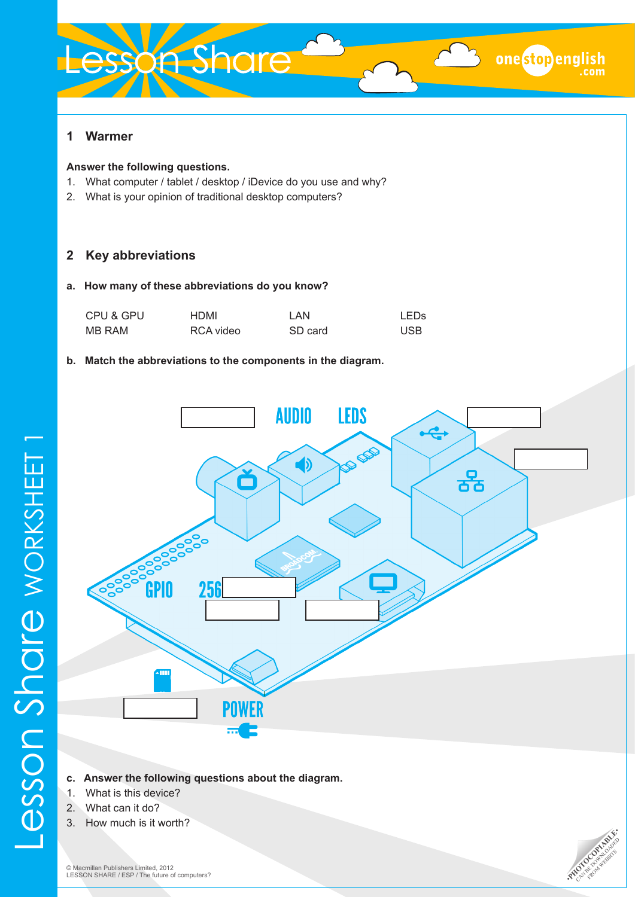## 1 Warmer

**Answer the following questions.**

1. What computer / tablet / desktop / iDevice do you use and why?
2. What is your opinion of traditional desktop computers?

## 2 Key abbreviations

**a. How many of these abbreviations do you know?**

| | | | |
|---|---|---|---|
| CPU & GPU | HDMI | LAN | LEDs |
| MB RAM | RCA video | SD card | USB |

**b. Match the abbreviations to the components in the diagram.**

AUDIO

LEDS

GPIO

256 ________

POWER

**c. Answer the following questions about the diagram.**

1. What is this device?
2. What can it do?
3. How much is it worth?

© Macmillan Publishers Limited, 2012
LESSON SHARE / ESP / The future of computers?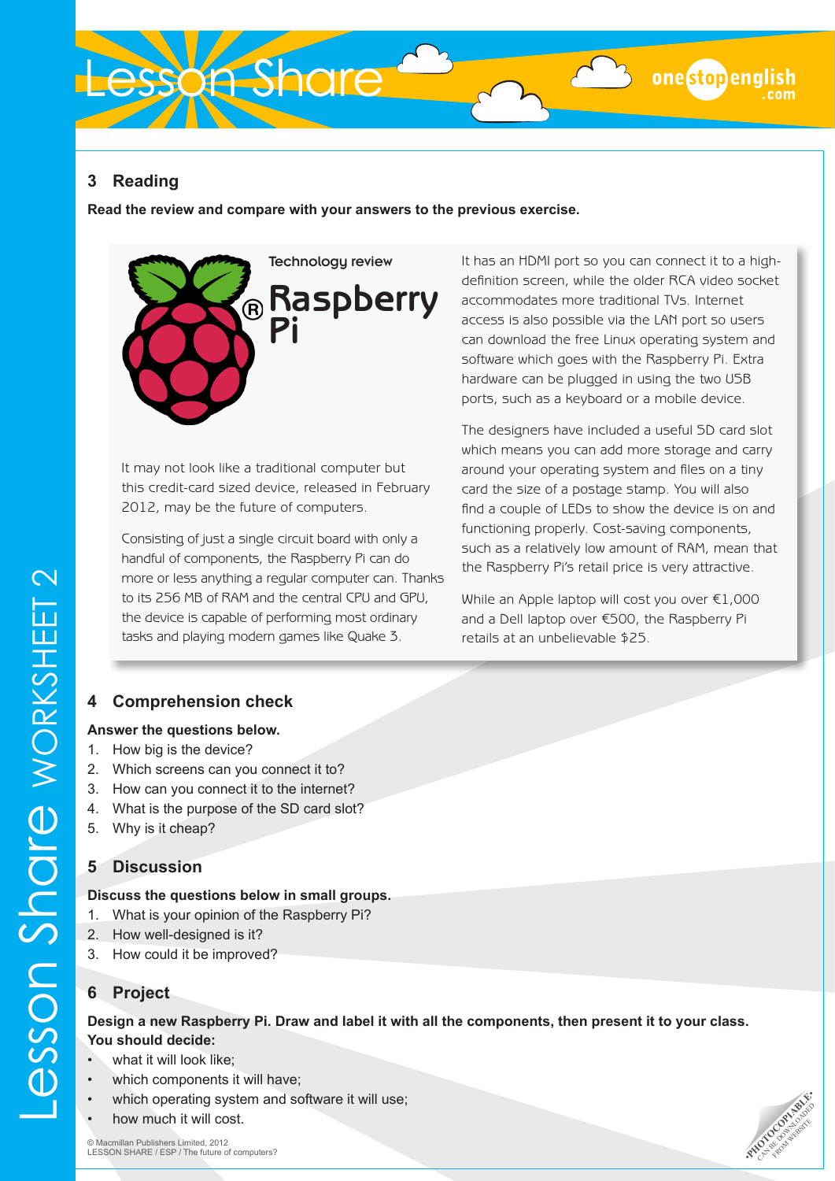## 3 Reading

**Read the review and compare with your answers to the previous exercise.**

Technology review

# Raspberry Pi

It may not look like a traditional computer but this credit-card sized device, released in February 2012, may be the future of computers.

Consisting of just a single circuit board with only a handful of components, the Raspberry Pi can do more or less anything a regular computer can. Thanks to its 256 MB of RAM and the central CPU and GPU, the device is capable of performing most ordinary tasks and playing modern games like Quake 3.

It has an HDMI port so you can connect it to a high-definition screen, while the older RCA video socket accommodates more traditional TVs. Internet access is also possible via the LAN port so users can download the free Linux operating system and software which goes with the Raspberry Pi. Extra hardware can be plugged in using the two USB ports, such as a keyboard or a mobile device.

The designers have included a useful SD card slot which means you can add more storage and carry around your operating system and files on a tiny card the size of a postage stamp. You will also find a couple of LEDs to show the device is on and functioning properly. Cost-saving components, such as a relatively low amount of RAM, mean that the Raspberry Pi's retail price is very attractive.

While an Apple laptop will cost you over €1,000 and a Dell laptop over €500, the Raspberry Pi retails at an unbelievable $25.

## 4 Comprehension check

**Answer the questions below.**

1. How big is the device?
2. Which screens can you connect it to?
3. How can you connect it to the internet?
4. What is the purpose of the SD card slot?
5. Why is it cheap?

## 5 Discussion

**Discuss the questions below in small groups.**

1. What is your opinion of the Raspberry Pi?
2. How well-designed is it?
3. How could it be improved?

## 6 Project

**Design a new Raspberry Pi. Draw and label it with all the components, then present it to your class. You should decide:**

- what it will look like;
- which components it will have;
- which operating system and software it will use;
- how much it will cost.

© Macmillan Publishers Limited, 2012
LESSON SHARE / ESP / The future of computers?